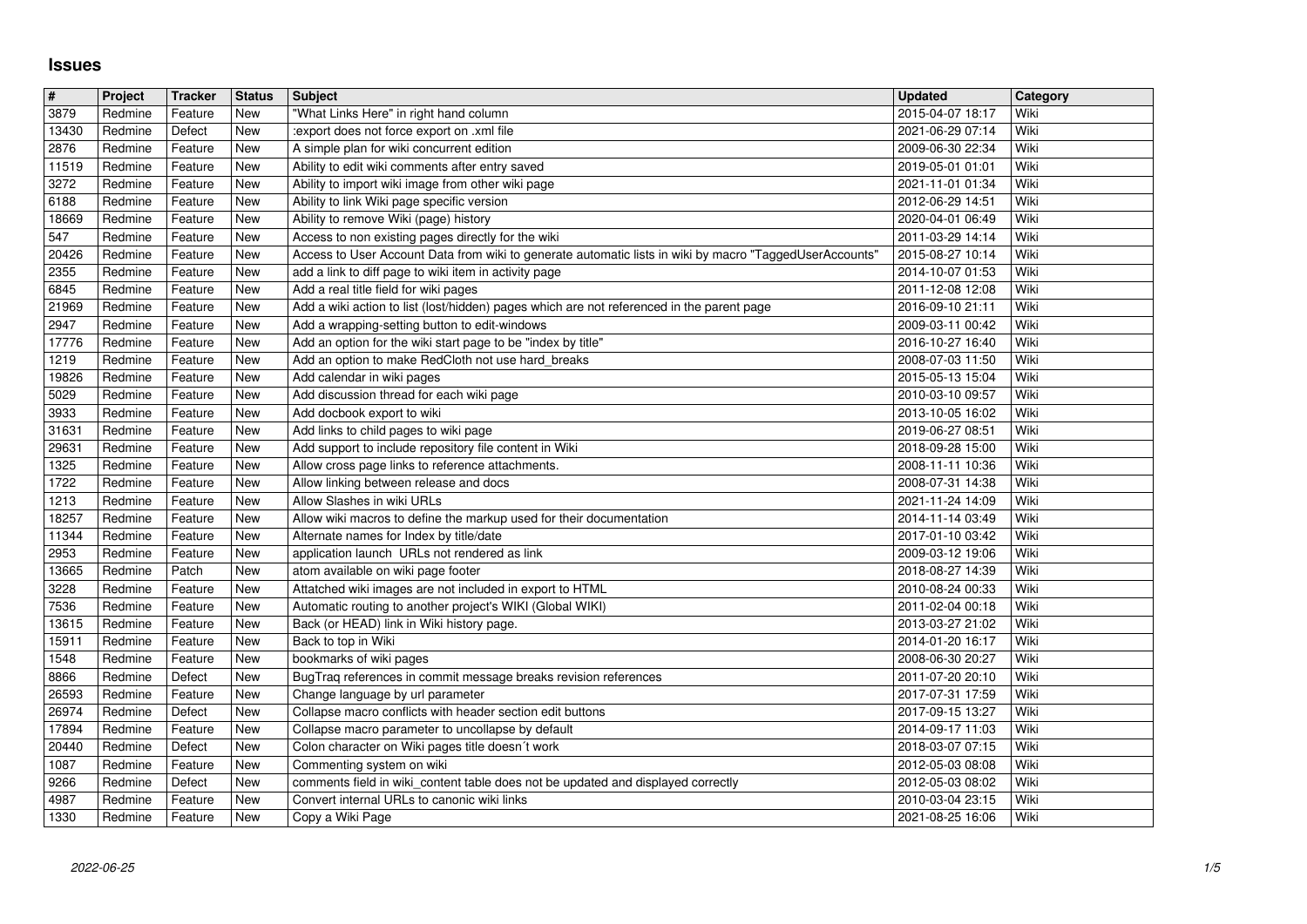# Issues

| # | Project | Tracker | Status | Subject | Updated | Category |
|---|---|---|---|---|---|---|
| 3879 | Redmine | Feature | New | "What Links Here" in right hand column | 2015-04-07 18:17 | Wiki |
| 13430 | Redmine | Defect | New | :export does not force export on .xml file | 2021-06-29 07:14 | Wiki |
| 2876 | Redmine | Feature | New | A simple plan for wiki concurrent edition | 2009-06-30 22:34 | Wiki |
| 11519 | Redmine | Feature | New | Ability to edit wiki comments after entry saved | 2019-05-01 01:01 | Wiki |
| 3272 | Redmine | Feature | New | Ability to import wiki image from other wiki page | 2021-11-01 01:34 | Wiki |
| 6188 | Redmine | Feature | New | Ability to link Wiki page specific version | 2012-06-29 14:51 | Wiki |
| 18669 | Redmine | Feature | New | Ability to remove Wiki (page) history | 2020-04-01 06:49 | Wiki |
| 547 | Redmine | Feature | New | Access to non existing pages directly for the wiki | 2011-03-29 14:14 | Wiki |
| 20426 | Redmine | Feature | New | Access to User Account Data from wiki to generate automatic lists in wiki by macro "TaggedUserAccounts" | 2015-08-27 10:14 | Wiki |
| 2355 | Redmine | Feature | New | add a link to diff page to wiki item in activity page | 2014-10-07 01:53 | Wiki |
| 6845 | Redmine | Feature | New | Add a real title field for wiki pages | 2011-12-08 12:08 | Wiki |
| 21969 | Redmine | Feature | New | Add a wiki action to list (lost/hidden) pages which are not referenced in the parent page | 2016-09-10 21:11 | Wiki |
| 2947 | Redmine | Feature | New | Add a wrapping-setting button to edit-windows | 2009-03-11 00:42 | Wiki |
| 17776 | Redmine | Feature | New | Add an option for the wiki start page to be "index by title" | 2016-10-27 16:40 | Wiki |
| 1219 | Redmine | Feature | New | Add an option to make RedCloth not use hard_breaks | 2008-07-03 11:50 | Wiki |
| 19826 | Redmine | Feature | New | Add calendar in wiki pages | 2015-05-13 15:04 | Wiki |
| 5029 | Redmine | Feature | New | Add discussion thread for each wiki page | 2010-03-10 09:57 | Wiki |
| 3933 | Redmine | Feature | New | Add docbook export to wiki | 2013-10-05 16:02 | Wiki |
| 31631 | Redmine | Feature | New | Add links to child pages to wiki page | 2019-06-27 08:51 | Wiki |
| 29631 | Redmine | Feature | New | Add support to include repository file content in Wiki | 2018-09-28 15:00 | Wiki |
| 1325 | Redmine | Feature | New | Allow cross page links to reference attachments. | 2008-11-11 10:36 | Wiki |
| 1722 | Redmine | Feature | New | Allow linking between release and docs | 2008-07-31 14:38 | Wiki |
| 1213 | Redmine | Feature | New | Allow Slashes in wiki URLs | 2021-11-24 14:09 | Wiki |
| 18257 | Redmine | Feature | New | Allow wiki macros to define the markup used for their documentation | 2014-11-14 03:49 | Wiki |
| 11344 | Redmine | Feature | New | Alternate names for Index by title/date | 2017-01-10 03:42 | Wiki |
| 2953 | Redmine | Feature | New | application launch URLs not rendered as link | 2009-03-12 19:06 | Wiki |
| 13665 | Redmine | Patch | New | atom available on wiki page footer | 2018-08-27 14:39 | Wiki |
| 3228 | Redmine | Feature | New | Attatched wiki images are not included in export to HTML | 2010-08-24 00:33 | Wiki |
| 7536 | Redmine | Feature | New | Automatic routing to another project's WIKI (Global WIKI) | 2011-02-04 00:18 | Wiki |
| 13615 | Redmine | Feature | New | Back (or HEAD) link in Wiki history page. | 2013-03-27 21:02 | Wiki |
| 15911 | Redmine | Feature | New | Back to top in Wiki | 2014-01-20 16:17 | Wiki |
| 1548 | Redmine | Feature | New | bookmarks of wiki pages | 2008-06-30 20:27 | Wiki |
| 8866 | Redmine | Defect | New | BugTraq references in commit message breaks revision references | 2011-07-20 20:10 | Wiki |
| 26593 | Redmine | Feature | New | Change language by url parameter | 2017-07-31 17:59 | Wiki |
| 26974 | Redmine | Defect | New | Collapse macro conflicts with header section edit buttons | 2017-09-15 13:27 | Wiki |
| 17894 | Redmine | Feature | New | Collapse macro parameter to uncollapse by default | 2014-09-17 11:03 | Wiki |
| 20440 | Redmine | Defect | New | Colon character on Wiki pages title doesn´t work | 2018-03-07 07:15 | Wiki |
| 1087 | Redmine | Feature | New | Commenting system on wiki | 2012-05-03 08:08 | Wiki |
| 9266 | Redmine | Defect | New | comments field in wiki_content table does not be updated and displayed correctly | 2012-05-03 08:02 | Wiki |
| 4987 | Redmine | Feature | New | Convert internal URLs to canonic wiki links | 2010-03-04 23:15 | Wiki |
| 1330 | Redmine | Feature | New | Copy a Wiki Page | 2021-08-25 16:06 | Wiki |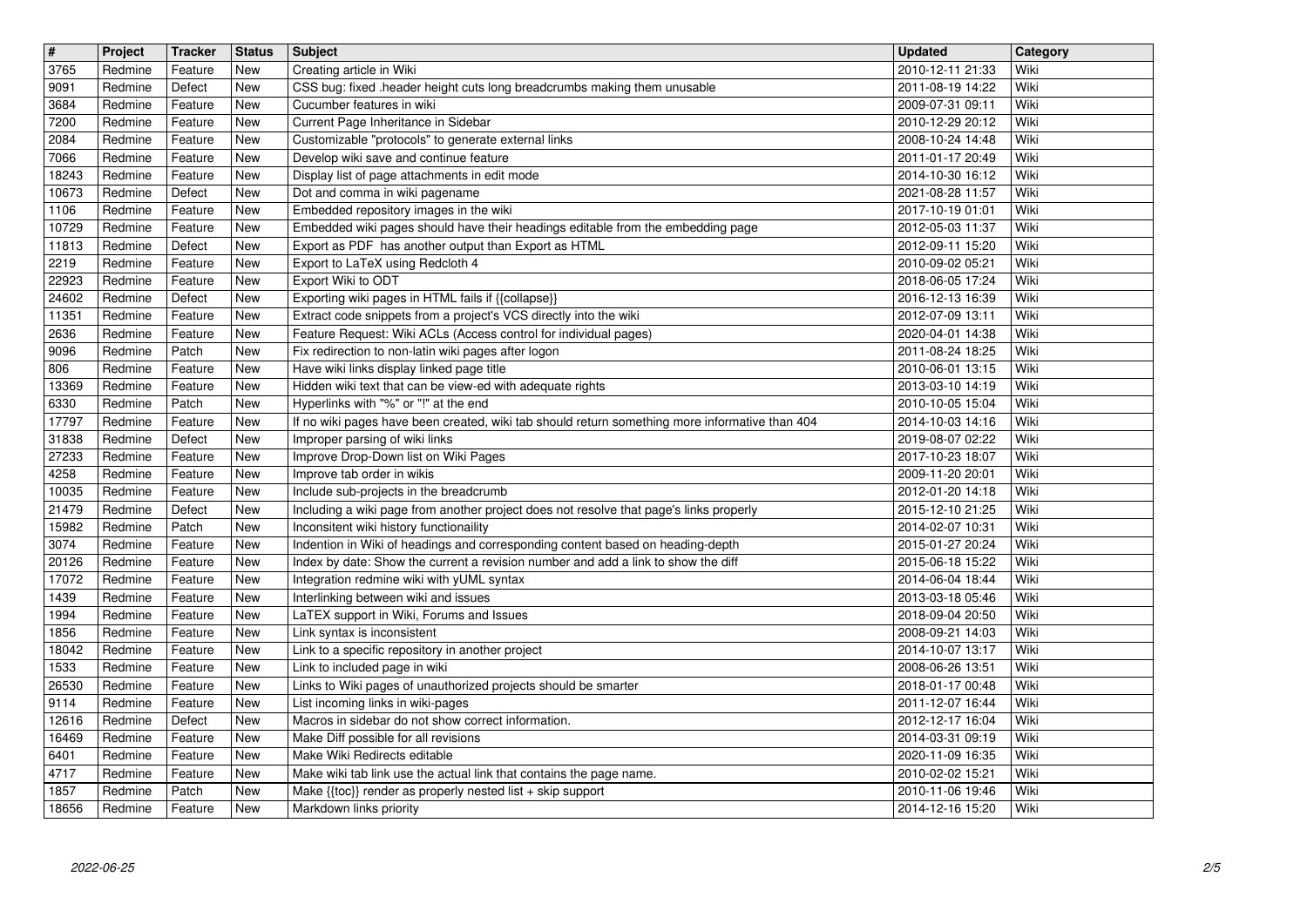| # | Project | Tracker | Status | Subject | Updated | Category |
|---|---|---|---|---|---|---|
| 3765 | Redmine | Feature | New | Creating article in Wiki | 2010-12-11 21:33 | Wiki |
| 9091 | Redmine | Defect | New | CSS bug: fixed .header height cuts long breadcrumbs making them unusable | 2011-08-19 14:22 | Wiki |
| 3684 | Redmine | Feature | New | Cucumber features in wiki | 2009-07-31 09:11 | Wiki |
| 7200 | Redmine | Feature | New | Current Page Inheritance in Sidebar | 2010-12-29 20:12 | Wiki |
| 2084 | Redmine | Feature | New | Customizable "protocols" to generate external links | 2008-10-24 14:48 | Wiki |
| 7066 | Redmine | Feature | New | Develop wiki save and continue feature | 2011-01-17 20:49 | Wiki |
| 18243 | Redmine | Feature | New | Display list of page attachments in edit mode | 2014-10-30 16:12 | Wiki |
| 10673 | Redmine | Defect | New | Dot and comma in wiki pagename | 2021-08-28 11:57 | Wiki |
| 1106 | Redmine | Feature | New | Embedded repository images in the wiki | 2017-10-19 01:01 | Wiki |
| 10729 | Redmine | Feature | New | Embedded wiki pages should have their headings editable from the embedding page | 2012-05-03 11:37 | Wiki |
| 11813 | Redmine | Defect | New | Export as PDF has another output than Export as HTML | 2012-09-11 15:20 | Wiki |
| 2219 | Redmine | Feature | New | Export to LaTeX using Redcloth 4 | 2010-09-02 05:21 | Wiki |
| 22923 | Redmine | Feature | New | Export Wiki to ODT | 2018-06-05 17:24 | Wiki |
| 24602 | Redmine | Defect | New | Exporting wiki pages in HTML fails if {{collapse}} | 2016-12-13 16:39 | Wiki |
| 11351 | Redmine | Feature | New | Extract code snippets from a project's VCS directly into the wiki | 2012-07-09 13:11 | Wiki |
| 2636 | Redmine | Feature | New | Feature Request: Wiki ACLs (Access control for individual pages) | 2020-04-01 14:38 | Wiki |
| 9096 | Redmine | Patch | New | Fix redirection to non-latin wiki pages after logon | 2011-08-24 18:25 | Wiki |
| 806 | Redmine | Feature | New | Have wiki links display linked page title | 2010-06-01 13:15 | Wiki |
| 13369 | Redmine | Feature | New | Hidden wiki text that can be view-ed with adequate rights | 2013-03-10 14:19 | Wiki |
| 6330 | Redmine | Patch | New | Hyperlinks with "%" or "!" at the end | 2010-10-05 15:04 | Wiki |
| 17797 | Redmine | Feature | New | If no wiki pages have been created, wiki tab should return something more informative than 404 | 2014-10-03 14:16 | Wiki |
| 31838 | Redmine | Defect | New | Improper parsing of wiki links | 2019-08-07 02:22 | Wiki |
| 27233 | Redmine | Feature | New | Improve Drop-Down list on Wiki Pages | 2017-10-23 18:07 | Wiki |
| 4258 | Redmine | Feature | New | Improve tab order in wikis | 2009-11-20 20:01 | Wiki |
| 10035 | Redmine | Feature | New | Include sub-projects in the breadcrumb | 2012-01-20 14:18 | Wiki |
| 21479 | Redmine | Defect | New | Including a wiki page from another project does not resolve that page's links properly | 2015-12-10 21:25 | Wiki |
| 15982 | Redmine | Patch | New | Inconsitent wiki history functionaility | 2014-02-07 10:31 | Wiki |
| 3074 | Redmine | Feature | New | Indention in Wiki of headings and corresponding content based on heading-depth | 2015-01-27 20:24 | Wiki |
| 20126 | Redmine | Feature | New | Index by date: Show the current a revision number and add a link to show the diff | 2015-06-18 15:22 | Wiki |
| 17072 | Redmine | Feature | New | Integration redmine wiki with yUML syntax | 2014-06-04 18:44 | Wiki |
| 1439 | Redmine | Feature | New | Interlinking between wiki and issues | 2013-03-18 05:46 | Wiki |
| 1994 | Redmine | Feature | New | LaTEX support in Wiki, Forums and Issues | 2018-09-04 20:50 | Wiki |
| 1856 | Redmine | Feature | New | Link syntax is inconsistent | 2008-09-21 14:03 | Wiki |
| 18042 | Redmine | Feature | New | Link to a specific repository in another project | 2014-10-07 13:17 | Wiki |
| 1533 | Redmine | Feature | New | Link to included page in wiki | 2008-06-26 13:51 | Wiki |
| 26530 | Redmine | Feature | New | Links to Wiki pages of unauthorized projects should be smarter | 2018-01-17 00:48 | Wiki |
| 9114 | Redmine | Feature | New | List incoming links in wiki-pages | 2011-12-07 16:44 | Wiki |
| 12616 | Redmine | Defect | New | Macros in sidebar do not show correct information. | 2012-12-17 16:04 | Wiki |
| 16469 | Redmine | Feature | New | Make Diff possible for all revisions | 2014-03-31 09:19 | Wiki |
| 6401 | Redmine | Feature | New | Make Wiki Redirects editable | 2020-11-09 16:35 | Wiki |
| 4717 | Redmine | Feature | New | Make wiki tab link use the actual link that contains the page name. | 2010-02-02 15:21 | Wiki |
| 1857 | Redmine | Patch | New | Make {{toc}} render as properly nested list + skip support | 2010-11-06 19:46 | Wiki |
| 18656 | Redmine | Feature | New | Markdown links priority | 2014-12-16 15:20 | Wiki |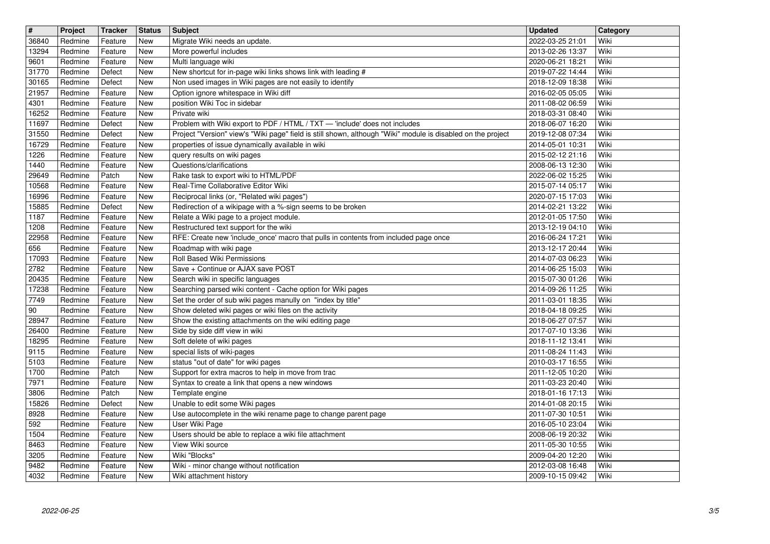| # | Project | Tracker | Status | Subject | Updated | Category |
| --- | --- | --- | --- | --- | --- | --- |
| 36840 | Redmine | Feature | New | Migrate Wiki needs an update. | 2022-03-25 21:01 | Wiki |
| 13294 | Redmine | Feature | New | More powerful includes | 2013-02-26 13:37 | Wiki |
| 9601 | Redmine | Feature | New | Multi language wiki | 2020-06-21 18:21 | Wiki |
| 31770 | Redmine | Defect | New | New shortcut for in-page wiki links shows link with leading # | 2019-07-22 14:44 | Wiki |
| 30165 | Redmine | Defect | New | Non used images in Wiki pages are not easily to identify | 2018-12-09 18:38 | Wiki |
| 21957 | Redmine | Feature | New | Option ignore whitespace in Wiki diff | 2016-02-05 05:05 | Wiki |
| 4301 | Redmine | Feature | New | position Wiki Toc in sidebar | 2011-08-02 06:59 | Wiki |
| 16252 | Redmine | Feature | New | Private wiki | 2018-03-31 08:40 | Wiki |
| 11697 | Redmine | Defect | New | Problem with Wiki export to PDF / HTML / TXT — 'include' does not includes | 2018-06-07 16:20 | Wiki |
| 31550 | Redmine | Defect | New | Project "Version" view's "Wiki page" field is still shown, although "Wiki" module is disabled on the project | 2019-12-08 07:34 | Wiki |
| 16729 | Redmine | Feature | New | properties of issue dynamically available in wiki | 2014-05-01 10:31 | Wiki |
| 1226 | Redmine | Feature | New | query results on wiki pages | 2015-02-12 21:16 | Wiki |
| 1440 | Redmine | Feature | New | Questions/clarifications | 2008-06-13 12:30 | Wiki |
| 29649 | Redmine | Patch | New | Rake task to export wiki to HTML/PDF | 2022-06-02 15:25 | Wiki |
| 10568 | Redmine | Feature | New | Real-Time Collaborative Editor Wiki | 2015-07-14 05:17 | Wiki |
| 16996 | Redmine | Feature | New | Reciprocal links (or, "Related wiki pages") | 2020-07-15 17:03 | Wiki |
| 15885 | Redmine | Defect | New | Redirection of a wikipage with a %-sign seems to be broken | 2014-02-21 13:22 | Wiki |
| 1187 | Redmine | Feature | New | Relate a Wiki page to a project module. | 2012-01-05 17:50 | Wiki |
| 1208 | Redmine | Feature | New | Restructured text support for the wiki | 2013-12-19 04:10 | Wiki |
| 22958 | Redmine | Feature | New | RFE: Create new 'include_once' macro that pulls in contents from included page once | 2016-06-24 17:21 | Wiki |
| 656 | Redmine | Feature | New | Roadmap with wiki page | 2013-12-17 20:44 | Wiki |
| 17093 | Redmine | Feature | New | Roll Based Wiki Permissions | 2014-07-03 06:23 | Wiki |
| 2782 | Redmine | Feature | New | Save + Continue or AJAX save POST | 2014-06-25 15:03 | Wiki |
| 20435 | Redmine | Feature | New | Search wiki in specific languages | 2015-07-30 01:26 | Wiki |
| 17238 | Redmine | Feature | New | Searching parsed wiki content - Cache option for Wiki pages | 2014-09-26 11:25 | Wiki |
| 7749 | Redmine | Feature | New | Set the order of sub wiki pages manully on "index by title" | 2011-03-01 18:35 | Wiki |
| 90 | Redmine | Feature | New | Show deleted wiki pages or wiki files on the activity | 2018-04-18 09:25 | Wiki |
| 28947 | Redmine | Feature | New | Show the existing attachments on the wiki editing page | 2018-06-27 07:57 | Wiki |
| 26400 | Redmine | Feature | New | Side by side diff view in wiki | 2017-07-10 13:36 | Wiki |
| 18295 | Redmine | Feature | New | Soft delete of wiki pages | 2018-11-12 13:41 | Wiki |
| 9115 | Redmine | Feature | New | special lists of wiki-pages | 2011-08-24 11:43 | Wiki |
| 5103 | Redmine | Feature | New | status "out of date" for wiki pages | 2010-03-17 16:55 | Wiki |
| 1700 | Redmine | Patch | New | Support for extra macros to help in move from trac | 2011-12-05 10:20 | Wiki |
| 7971 | Redmine | Feature | New | Syntax to create a link that opens a new windows | 2011-03-23 20:40 | Wiki |
| 3806 | Redmine | Patch | New | Template engine | 2018-01-16 17:13 | Wiki |
| 15826 | Redmine | Defect | New | Unable to edit some Wiki pages | 2014-01-08 20:15 | Wiki |
| 8928 | Redmine | Feature | New | Use autocomplete in the wiki rename page to change parent page | 2011-07-30 10:51 | Wiki |
| 592 | Redmine | Feature | New | User Wiki Page | 2016-05-10 23:04 | Wiki |
| 1504 | Redmine | Feature | New | Users should be able to replace a wiki file attachment | 2008-06-19 20:32 | Wiki |
| 8463 | Redmine | Feature | New | View Wiki source | 2011-05-30 10:55 | Wiki |
| 3205 | Redmine | Feature | New | Wiki "Blocks" | 2009-04-20 12:20 | Wiki |
| 9482 | Redmine | Feature | New | Wiki - minor change without notification | 2012-03-08 16:48 | Wiki |
| 4032 | Redmine | Feature | New | Wiki attachment history | 2009-10-15 09:42 | Wiki |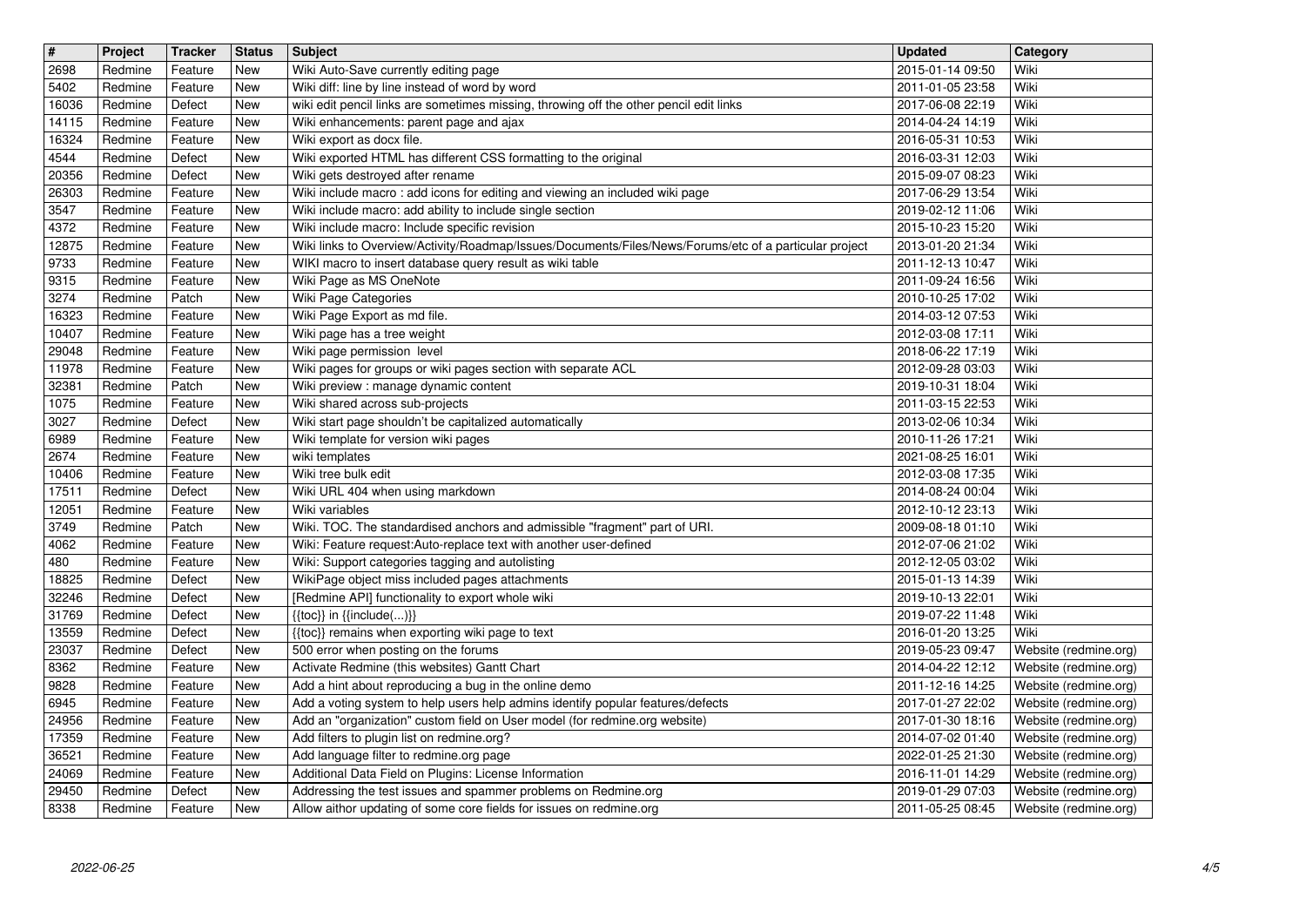| # | Project | Tracker | Status | Subject | Updated | Category |
| --- | --- | --- | --- | --- | --- | --- |
| 2698 | Redmine | Feature | New | Wiki Auto-Save currently editing page | 2015-01-14 09:50 | Wiki |
| 5402 | Redmine | Feature | New | Wiki diff: line by line instead of word by word | 2011-01-05 23:58 | Wiki |
| 16036 | Redmine | Defect | New | wiki edit pencil links are sometimes missing, throwing off the other pencil edit links | 2017-06-08 22:19 | Wiki |
| 14115 | Redmine | Feature | New | Wiki enhancements: parent page and ajax | 2014-04-24 14:19 | Wiki |
| 16324 | Redmine | Feature | New | Wiki export as docx file. | 2016-05-31 10:53 | Wiki |
| 4544 | Redmine | Defect | New | Wiki exported HTML has different CSS formatting to the original | 2016-03-31 12:03 | Wiki |
| 20356 | Redmine | Defect | New | Wiki gets destroyed after rename | 2015-09-07 08:23 | Wiki |
| 26303 | Redmine | Feature | New | Wiki include macro : add icons for editing and viewing an included wiki page | 2017-06-29 13:54 | Wiki |
| 3547 | Redmine | Feature | New | Wiki include macro: add ability to include single section | 2019-02-12 11:06 | Wiki |
| 4372 | Redmine | Feature | New | Wiki include macro: Include specific revision | 2015-10-23 15:20 | Wiki |
| 12875 | Redmine | Feature | New | Wiki links to Overview/Activity/Roadmap/Issues/Documents/Files/News/Forums/etc of a particular project | 2013-01-20 21:34 | Wiki |
| 9733 | Redmine | Feature | New | WIKI macro to insert database query result as wiki table | 2011-12-13 10:47 | Wiki |
| 9315 | Redmine | Feature | New | Wiki Page as MS OneNote | 2011-09-24 16:56 | Wiki |
| 3274 | Redmine | Patch | New | Wiki Page Categories | 2010-10-25 17:02 | Wiki |
| 16323 | Redmine | Feature | New | Wiki Page Export as md file. | 2014-03-12 07:53 | Wiki |
| 10407 | Redmine | Feature | New | Wiki page has a tree weight | 2012-03-08 17:11 | Wiki |
| 29048 | Redmine | Feature | New | Wiki page permission level | 2018-06-22 17:19 | Wiki |
| 11978 | Redmine | Feature | New | Wiki pages for groups or wiki pages section with separate ACL | 2012-09-28 03:03 | Wiki |
| 32381 | Redmine | Patch | New | Wiki preview : manage dynamic content | 2019-10-31 18:04 | Wiki |
| 1075 | Redmine | Feature | New | Wiki shared across sub-projects | 2011-03-15 22:53 | Wiki |
| 3027 | Redmine | Defect | New | Wiki start page shouldn't be capitalized automatically | 2013-02-06 10:34 | Wiki |
| 6989 | Redmine | Feature | New | Wiki template for version wiki pages | 2010-11-26 17:21 | Wiki |
| 2674 | Redmine | Feature | New | wiki templates | 2021-08-25 16:01 | Wiki |
| 10406 | Redmine | Feature | New | Wiki tree bulk edit | 2012-03-08 17:35 | Wiki |
| 17511 | Redmine | Defect | New | Wiki URL 404 when using markdown | 2014-08-24 00:04 | Wiki |
| 12051 | Redmine | Feature | New | Wiki variables | 2012-10-12 23:13 | Wiki |
| 3749 | Redmine | Patch | New | Wiki. TOC. The standardised anchors and admissible "fragment" part of URI. | 2009-08-18 01:10 | Wiki |
| 4062 | Redmine | Feature | New | Wiki: Feature request:Auto-replace text with another user-defined | 2012-07-06 21:02 | Wiki |
| 480 | Redmine | Feature | New | Wiki: Support categories tagging and autolisting | 2012-12-05 03:02 | Wiki |
| 18825 | Redmine | Defect | New | WikiPage object miss included pages attachments | 2015-01-13 14:39 | Wiki |
| 32246 | Redmine | Defect | New | [Redmine API] functionality to export whole wiki | 2019-10-13 22:01 | Wiki |
| 31769 | Redmine | Defect | New | {{toc}} in {{include(...)}} | 2019-07-22 11:48 | Wiki |
| 13559 | Redmine | Defect | New | {{toc}} remains when exporting wiki page to text | 2016-01-20 13:25 | Wiki |
| 23037 | Redmine | Defect | New | 500 error when posting on the forums | 2019-05-23 09:47 | Website (redmine.org) |
| 8362 | Redmine | Feature | New | Activate Redmine (this websites) Gantt Chart | 2014-04-22 12:12 | Website (redmine.org) |
| 9828 | Redmine | Feature | New | Add a hint about reproducing a bug in the online demo | 2011-12-16 14:25 | Website (redmine.org) |
| 6945 | Redmine | Feature | New | Add a voting system to help users help admins identify popular features/defects | 2017-01-27 22:02 | Website (redmine.org) |
| 24956 | Redmine | Feature | New | Add an "organization" custom field on User model (for redmine.org website) | 2017-01-30 18:16 | Website (redmine.org) |
| 17359 | Redmine | Feature | New | Add filters to plugin list on redmine.org? | 2014-07-02 01:40 | Website (redmine.org) |
| 36521 | Redmine | Feature | New | Add language filter to redmine.org page | 2022-01-25 21:30 | Website (redmine.org) |
| 24069 | Redmine | Feature | New | Additional Data Field on Plugins: License Information | 2016-11-01 14:29 | Website (redmine.org) |
| 29450 | Redmine | Defect | New | Addressing the test issues and spammer problems on Redmine.org | 2019-01-29 07:03 | Website (redmine.org) |
| 8338 | Redmine | Feature | New | Allow aithor updating of some core fields for issues on redmine.org | 2011-05-25 08:45 | Website (redmine.org) |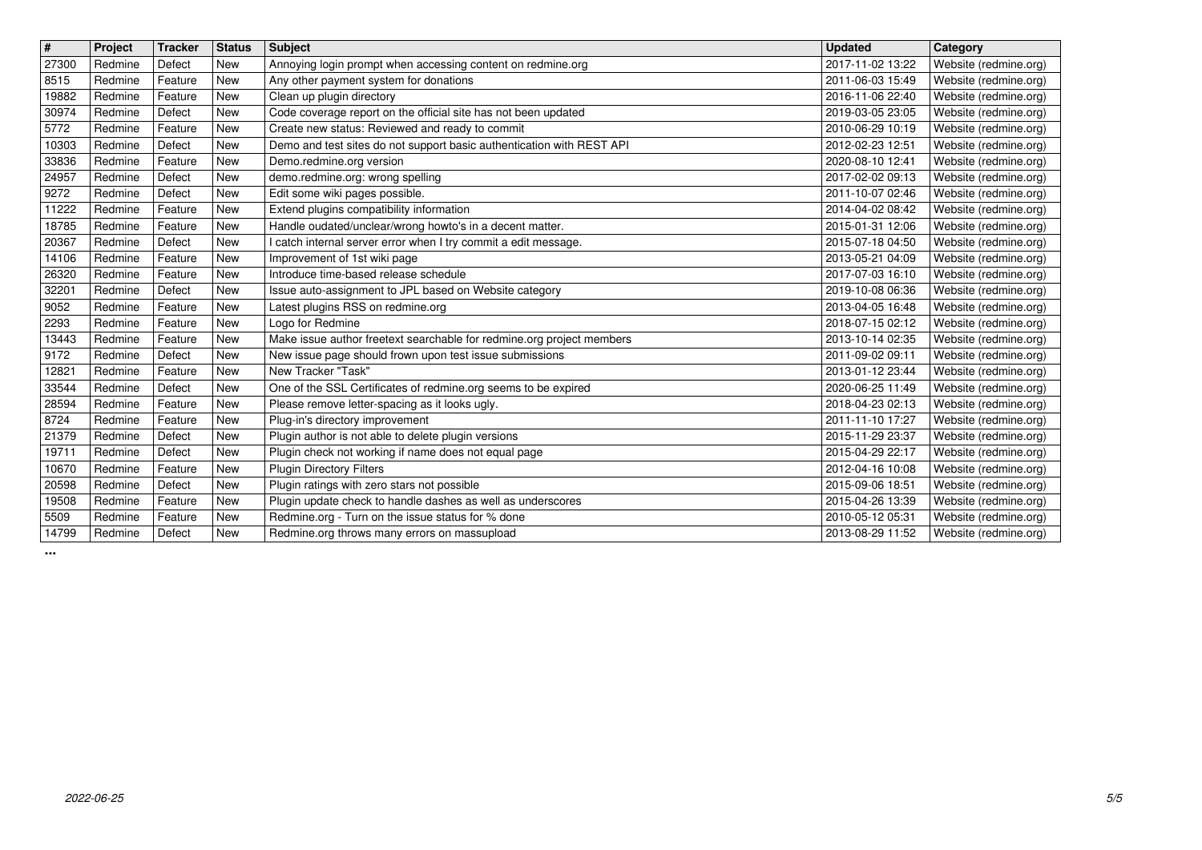| # | Project | Tracker | Status | Subject | Updated | Category |
| --- | --- | --- | --- | --- | --- | --- |
| 27300 | Redmine | Defect | New | Annoying login prompt when accessing content on redmine.org | 2017-11-02 13:22 | Website (redmine.org) |
| 8515 | Redmine | Feature | New | Any other payment system for donations | 2011-06-03 15:49 | Website (redmine.org) |
| 19882 | Redmine | Feature | New | Clean up plugin directory | 2016-11-06 22:40 | Website (redmine.org) |
| 30974 | Redmine | Defect | New | Code coverage report on the official site has not been updated | 2019-03-05 23:05 | Website (redmine.org) |
| 5772 | Redmine | Feature | New | Create new status: Reviewed and ready to commit | 2010-06-29 10:19 | Website (redmine.org) |
| 10303 | Redmine | Defect | New | Demo and test sites do not support basic authentication with REST API | 2012-02-23 12:51 | Website (redmine.org) |
| 33836 | Redmine | Feature | New | Demo.redmine.org version | 2020-08-10 12:41 | Website (redmine.org) |
| 24957 | Redmine | Defect | New | demo.redmine.org: wrong spelling | 2017-02-02 09:13 | Website (redmine.org) |
| 9272 | Redmine | Defect | New | Edit some wiki pages possible. | 2011-10-07 02:46 | Website (redmine.org) |
| 11222 | Redmine | Feature | New | Extend plugins compatibility information | 2014-04-02 08:42 | Website (redmine.org) |
| 18785 | Redmine | Feature | New | Handle oudated/unclear/wrong howto's in a decent matter. | 2015-01-31 12:06 | Website (redmine.org) |
| 20367 | Redmine | Defect | New | I catch internal server error when I try commit a edit message. | 2015-07-18 04:50 | Website (redmine.org) |
| 14106 | Redmine | Feature | New | Improvement of 1st wiki page | 2013-05-21 04:09 | Website (redmine.org) |
| 26320 | Redmine | Feature | New | Introduce time-based release schedule | 2017-07-03 16:10 | Website (redmine.org) |
| 32201 | Redmine | Defect | New | Issue auto-assignment to JPL based on Website category | 2019-10-08 06:36 | Website (redmine.org) |
| 9052 | Redmine | Feature | New | Latest plugins RSS on redmine.org | 2013-04-05 16:48 | Website (redmine.org) |
| 2293 | Redmine | Feature | New | Logo for Redmine | 2018-07-15 02:12 | Website (redmine.org) |
| 13443 | Redmine | Feature | New | Make issue author freetext searchable for redmine.org project members | 2013-10-14 02:35 | Website (redmine.org) |
| 9172 | Redmine | Defect | New | New issue page should frown upon test issue submissions | 2011-09-02 09:11 | Website (redmine.org) |
| 12821 | Redmine | Feature | New | New Tracker "Task" | 2013-01-12 23:44 | Website (redmine.org) |
| 33544 | Redmine | Defect | New | One of the SSL Certificates of redmine.org seems to be expired | 2020-06-25 11:49 | Website (redmine.org) |
| 28594 | Redmine | Feature | New | Please remove letter-spacing as it looks ugly. | 2018-04-23 02:13 | Website (redmine.org) |
| 8724 | Redmine | Feature | New | Plug-in's directory improvement | 2011-11-10 17:27 | Website (redmine.org) |
| 21379 | Redmine | Defect | New | Plugin author is not able to delete plugin versions | 2015-11-29 23:37 | Website (redmine.org) |
| 19711 | Redmine | Defect | New | Plugin check not working if name does not equal page | 2015-04-29 22:17 | Website (redmine.org) |
| 10670 | Redmine | Feature | New | Plugin Directory Filters | 2012-04-16 10:08 | Website (redmine.org) |
| 20598 | Redmine | Defect | New | Plugin ratings with zero stars not possible | 2015-09-06 18:51 | Website (redmine.org) |
| 19508 | Redmine | Feature | New | Plugin update check to handle dashes as well as underscores | 2015-04-26 13:39 | Website (redmine.org) |
| 5509 | Redmine | Feature | New | Redmine.org - Turn on the issue status for % done | 2010-05-12 05:31 | Website (redmine.org) |
| 14799 | Redmine | Defect | New | Redmine.org throws many errors on massupload | 2013-08-29 11:52 | Website (redmine.org) |

...